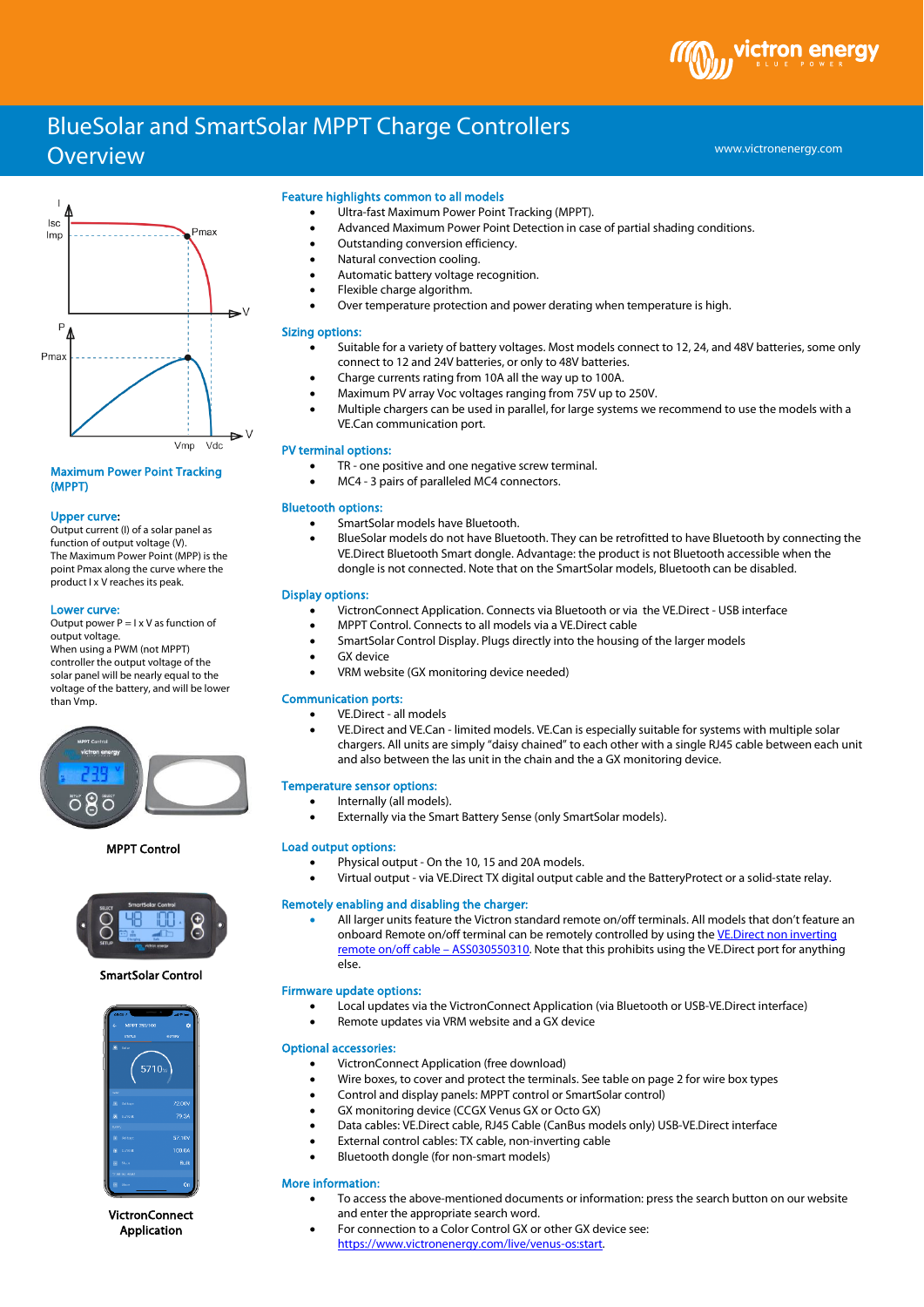# BlueSolar and SmartSolar MPPT Charge Controllers Overview

## Maximum Power Point Tracking (MPPT)

**Upper curve:**
Output current (I) of a solar panel as function of output voltage (V).
The Maximum Power Point (MPP) is the point Pmax along the curve where the product I x V reaches its peak.

**Lower curve:**
Output power P = I x V as function of output voltage.
When using a PWM (not MPPT) controller the output voltage of the solar panel will be nearly equal to the voltage of the battery, and will be lower than Vmp.

MPPT Control

SmartSolar Control

VictronConnect Application

## Feature highlights common to all models

- Ultra-fast Maximum Power Point Tracking (MPPT).
- Advanced Maximum Power Point Detection in case of partial shading conditions.
- Outstanding conversion efficiency.
- Natural convection cooling.
- Automatic battery voltage recognition.
- Flexible charge algorithm.
- Over temperature protection and power derating when temperature is high.

## Sizing options:

- Suitable for a variety of battery voltages. Most models connect to 12, 24, and 48V batteries, some only connect to 12 and 24V batteries, or only to 48V batteries.
- Charge currents rating from 10A all the way up to 100A.
- Maximum PV array Voc voltages ranging from 75V up to 250V.
- Multiple chargers can be used in parallel, for large systems we recommend to use the models with a VE.Can communication port.

## PV terminal options:

- TR - one positive and one negative screw terminal.
- MC4 - 3 pairs of paralleled MC4 connectors.

## Bluetooth options:

- SmartSolar models have Bluetooth.
- BlueSolar models do not have Bluetooth. They can be retrofitted to have Bluetooth by connecting the VE.Direct Bluetooth Smart dongle. Advantage: the product is not Bluetooth accessible when the dongle is not connected. Note that on the SmartSolar models, Bluetooth can be disabled.

## Display options:

- VictronConnect Application. Connects via Bluetooth or via the VE.Direct - USB interface
- MPPT Control. Connects to all models via a VE.Direct cable
- SmartSolar Control Display. Plugs directly into the housing of the larger models
- GX device
- VRM website (GX monitoring device needed)

## Communication ports:

- VE.Direct - all models
- VE.Direct and VE.Can - limited models. VE.Can is especially suitable for systems with multiple solar chargers. All units are simply "daisy chained" to each other with a single RJ45 cable between each unit and also between the las unit in the chain and the a GX monitoring device.

## Temperature sensor options:

- Internally (all models).
- Externally via the Smart Battery Sense (only SmartSolar models).

## Load output options:

- Physical output - On the 10, 15 and 20A models.
- Virtual output - via VE.Direct TX digital output cable and the BatteryProtect or a solid-state relay.

## Remotely enabling and disabling the charger:

- All larger units feature the Victron standard remote on/off terminals. All models that don't feature an onboard Remote on/off terminal can be remotely controlled by using the VE.Direct non inverting remote on/off cable – ASS030550310. Note that this prohibits using the VE.Direct port for anything else.

## Firmware update options:

- Local updates via the VictronConnect Application (via Bluetooth or USB-VE.Direct interface)
- Remote updates via VRM website and a GX device

## Optional accessories:

- VictronConnect Application (free download)
- Wire boxes, to cover and protect the terminals. See table on page 2 for wire box types
- Control and display panels: MPPT control or SmartSolar control)
- GX monitoring device (CCGX Venus GX or Octo GX)
- Data cables: VE.Direct cable, RJ45 Cable (CanBus models only) USB-VE.Direct interface
- External control cables: TX cable, non-inverting cable
- Bluetooth dongle (for non-smart models)

## More information:

- To access the above-mentioned documents or information: press the search button on our website and enter the appropriate search word.
- For connection to a Color Control GX or other GX device see: https://www.victronenergy.com/live/venus-os:start.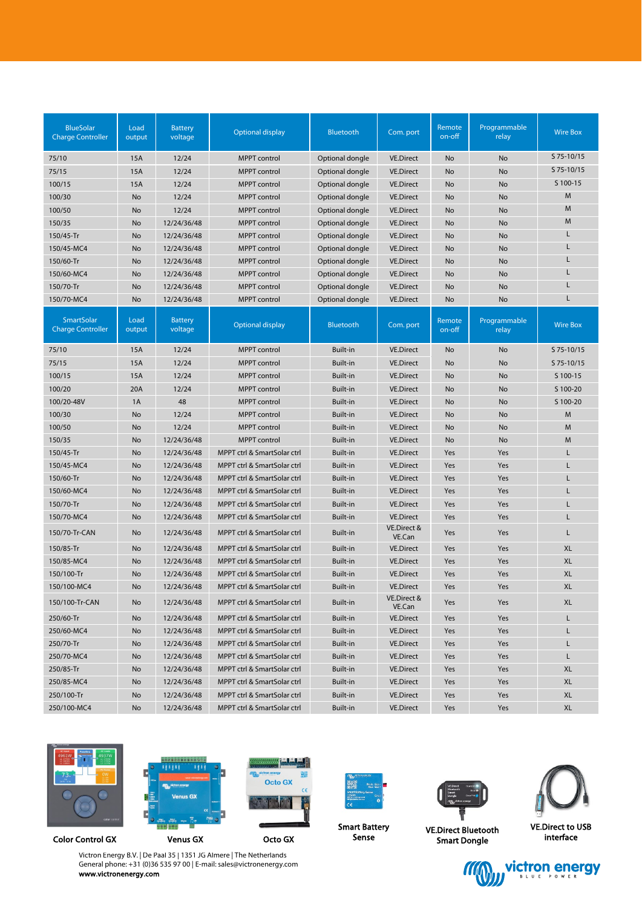| BlueSolar Charge Controller | Load output | Battery voltage | Optional display | Bluetooth | Com. port | Remote on-off | Programmable relay | Wire Box |
|---|---|---|---|---|---|---|---|---|
| 75/10 | 15A | 12/24 | MPPT control | Optional dongle | VE.Direct | No | No | S 75-10/15 |
| 75/15 | 15A | 12/24 | MPPT control | Optional dongle | VE.Direct | No | No | S 75-10/15 |
| 100/15 | 15A | 12/24 | MPPT control | Optional dongle | VE.Direct | No | No | S 100-15 |
| 100/30 | No | 12/24 | MPPT control | Optional dongle | VE.Direct | No | No | M |
| 100/50 | No | 12/24 | MPPT control | Optional dongle | VE.Direct | No | No | M |
| 150/35 | No | 12/24/36/48 | MPPT control | Optional dongle | VE.Direct | No | No | M |
| 150/45-Tr | No | 12/24/36/48 | MPPT control | Optional dongle | VE.Direct | No | No | L |
| 150/45-MC4 | No | 12/24/36/48 | MPPT control | Optional dongle | VE.Direct | No | No | L |
| 150/60-Tr | No | 12/24/36/48 | MPPT control | Optional dongle | VE.Direct | No | No | L |
| 150/60-MC4 | No | 12/24/36/48 | MPPT control | Optional dongle | VE.Direct | No | No | L |
| 150/70-Tr | No | 12/24/36/48 | MPPT control | Optional dongle | VE.Direct | No | No | L |
| 150/70-MC4 | No | 12/24/36/48 | MPPT control | Optional dongle | VE.Direct | No | No | L |

| SmartSolar Charge Controller | Load output | Battery voltage | Optional display | Bluetooth | Com. port | Remote on-off | Programmable relay | Wire Box |
|---|---|---|---|---|---|---|---|---|
| 75/10 | 15A | 12/24 | MPPT control | Built-in | VE.Direct | No | No | S 75-10/15 |
| 75/15 | 15A | 12/24 | MPPT control | Built-in | VE.Direct | No | No | S 75-10/15 |
| 100/15 | 15A | 12/24 | MPPT control | Built-in | VE.Direct | No | No | S 100-15 |
| 100/20 | 20A | 12/24 | MPPT control | Built-in | VE.Direct | No | No | S 100-20 |
| 100/20-48V | 1A | 48 | MPPT control | Built-in | VE.Direct | No | No | S 100-20 |
| 100/30 | No | 12/24 | MPPT control | Built-in | VE.Direct | No | No | M |
| 100/50 | No | 12/24 | MPPT control | Built-in | VE.Direct | No | No | M |
| 150/35 | No | 12/24/36/48 | MPPT control | Built-in | VE.Direct | No | No | M |
| 150/45-Tr | No | 12/24/36/48 | MPPT ctrl & SmartSolar ctrl | Built-in | VE.Direct | Yes | Yes | L |
| 150/45-MC4 | No | 12/24/36/48 | MPPT ctrl & SmartSolar ctrl | Built-in | VE.Direct | Yes | Yes | L |
| 150/60-Tr | No | 12/24/36/48 | MPPT ctrl & SmartSolar ctrl | Built-in | VE.Direct | Yes | Yes | L |
| 150/60-MC4 | No | 12/24/36/48 | MPPT ctrl & SmartSolar ctrl | Built-in | VE.Direct | Yes | Yes | L |
| 150/70-Tr | No | 12/24/36/48 | MPPT ctrl & SmartSolar ctrl | Built-in | VE.Direct | Yes | Yes | L |
| 150/70-MC4 | No | 12/24/36/48 | MPPT ctrl & SmartSolar ctrl | Built-in | VE.Direct | Yes | Yes | L |
| 150/70-Tr-CAN | No | 12/24/36/48 | MPPT ctrl & SmartSolar ctrl | Built-in | VE.Direct & VE.Can | Yes | Yes | L |
| 150/85-Tr | No | 12/24/36/48 | MPPT ctrl & SmartSolar ctrl | Built-in | VE.Direct | Yes | Yes | XL |
| 150/85-MC4 | No | 12/24/36/48 | MPPT ctrl & SmartSolar ctrl | Built-in | VE.Direct | Yes | Yes | XL |
| 150/100-Tr | No | 12/24/36/48 | MPPT ctrl & SmartSolar ctrl | Built-in | VE.Direct | Yes | Yes | XL |
| 150/100-MC4 | No | 12/24/36/48 | MPPT ctrl & SmartSolar ctrl | Built-in | VE.Direct | Yes | Yes | XL |
| 150/100-Tr-CAN | No | 12/24/36/48 | MPPT ctrl & SmartSolar ctrl | Built-in | VE.Direct & VE.Can | Yes | Yes | XL |
| 250/60-Tr | No | 12/24/36/48 | MPPT ctrl & SmartSolar ctrl | Built-in | VE.Direct | Yes | Yes | L |
| 250/60-MC4 | No | 12/24/36/48 | MPPT ctrl & SmartSolar ctrl | Built-in | VE.Direct | Yes | Yes | L |
| 250/70-Tr | No | 12/24/36/48 | MPPT ctrl & SmartSolar ctrl | Built-in | VE.Direct | Yes | Yes | L |
| 250/70-MC4 | No | 12/24/36/48 | MPPT ctrl & SmartSolar ctrl | Built-in | VE.Direct | Yes | Yes | L |
| 250/85-Tr | No | 12/24/36/48 | MPPT ctrl & SmartSolar ctrl | Built-in | VE.Direct | Yes | Yes | XL |
| 250/85-MC4 | No | 12/24/36/48 | MPPT ctrl & SmartSolar ctrl | Built-in | VE.Direct | Yes | Yes | XL |
| 250/100-Tr | No | 12/24/36/48 | MPPT ctrl & SmartSolar ctrl | Built-in | VE.Direct | Yes | Yes | XL |
| 250/100-MC4 | No | 12/24/36/48 | MPPT ctrl & SmartSolar ctrl | Built-in | VE.Direct | Yes | Yes | XL |

**Color Control GX**

**Venus GX**

**Octo GX**

**Smart Battery Sense**

**VE.Direct Bluetooth Smart Dongle**

**VE.Direct to USB interface**

Victron Energy B.V. | De Paal 35 | 1351 JG Almere | The Netherlands
General phone: +31 (0)36 535 97 00 | E-mail: sales@victronenergy.com
**www.victronenergy.com**